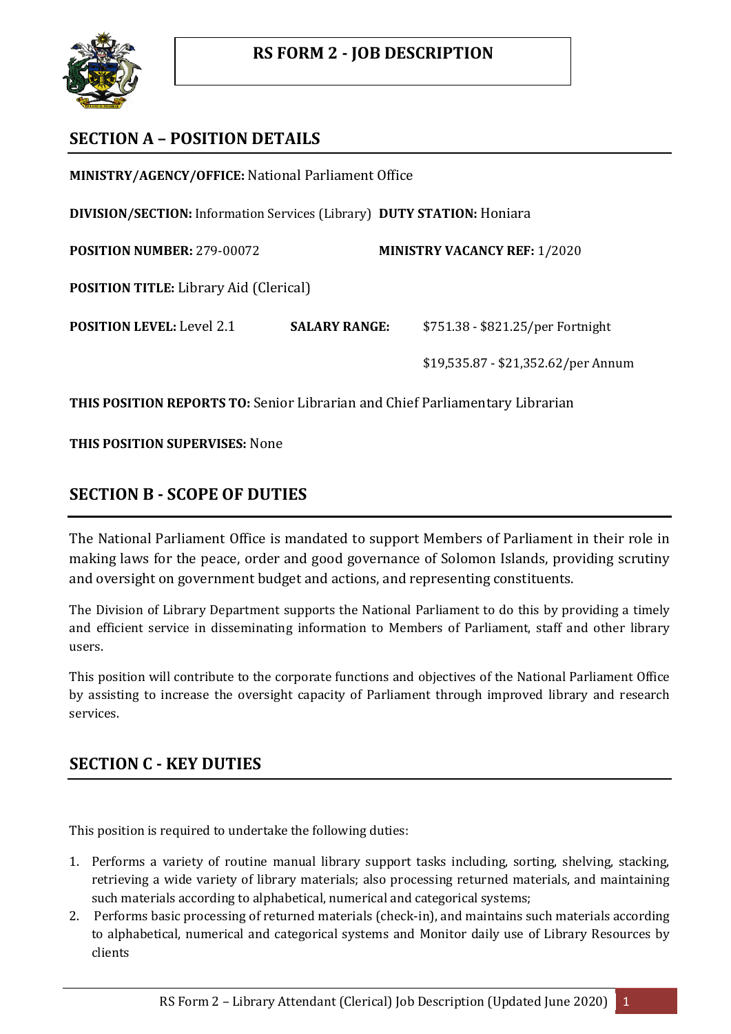# RS FORM 2 - JOB DESCRIPTION

## SECTION A – POSITION DETAILS

**MINISTRY/AGENCY/OFFICE:** National Parliament Office

**DIVISION/SECTION:** Information Services (Library) **DUTY STATION:** Honiara

**POSITION NUMBER:** 279-00072 **MINISTRY VACANCY REF:** 1/2020

**POSITION TITLE:** Library Aid (Clerical)

**POSITION LEVEL:** Level 2.1 **SALARY RANGE:** $751.38 - $821.25/per Fortnight

$19,535.87 - $21,352.62/per Annum

**THIS POSITION REPORTS TO:** Senior Librarian and Chief Parliamentary Librarian

**THIS POSITION SUPERVISES:** None

## SECTION B - SCOPE OF DUTIES

The National Parliament Office is mandated to support Members of Parliament in their role in making laws for the peace, order and good governance of Solomon Islands, providing scrutiny and oversight on government budget and actions, and representing constituents.

The Division of Library Department supports the National Parliament to do this by providing a timely and efficient service in disseminating information to Members of Parliament, staff and other library users.

This position will contribute to the corporate functions and objectives of the National Parliament Office by assisting to increase the oversight capacity of Parliament through improved library and research services.

## SECTION C - KEY DUTIES

This position is required to undertake the following duties:

1. Performs a variety of routine manual library support tasks including, sorting, shelving, stacking, retrieving a wide variety of library materials; also processing returned materials, and maintaining such materials according to alphabetical, numerical and categorical systems;
2. Performs basic processing of returned materials (check-in), and maintains such materials according to alphabetical, numerical and categorical systems and Monitor daily use of Library Resources by clients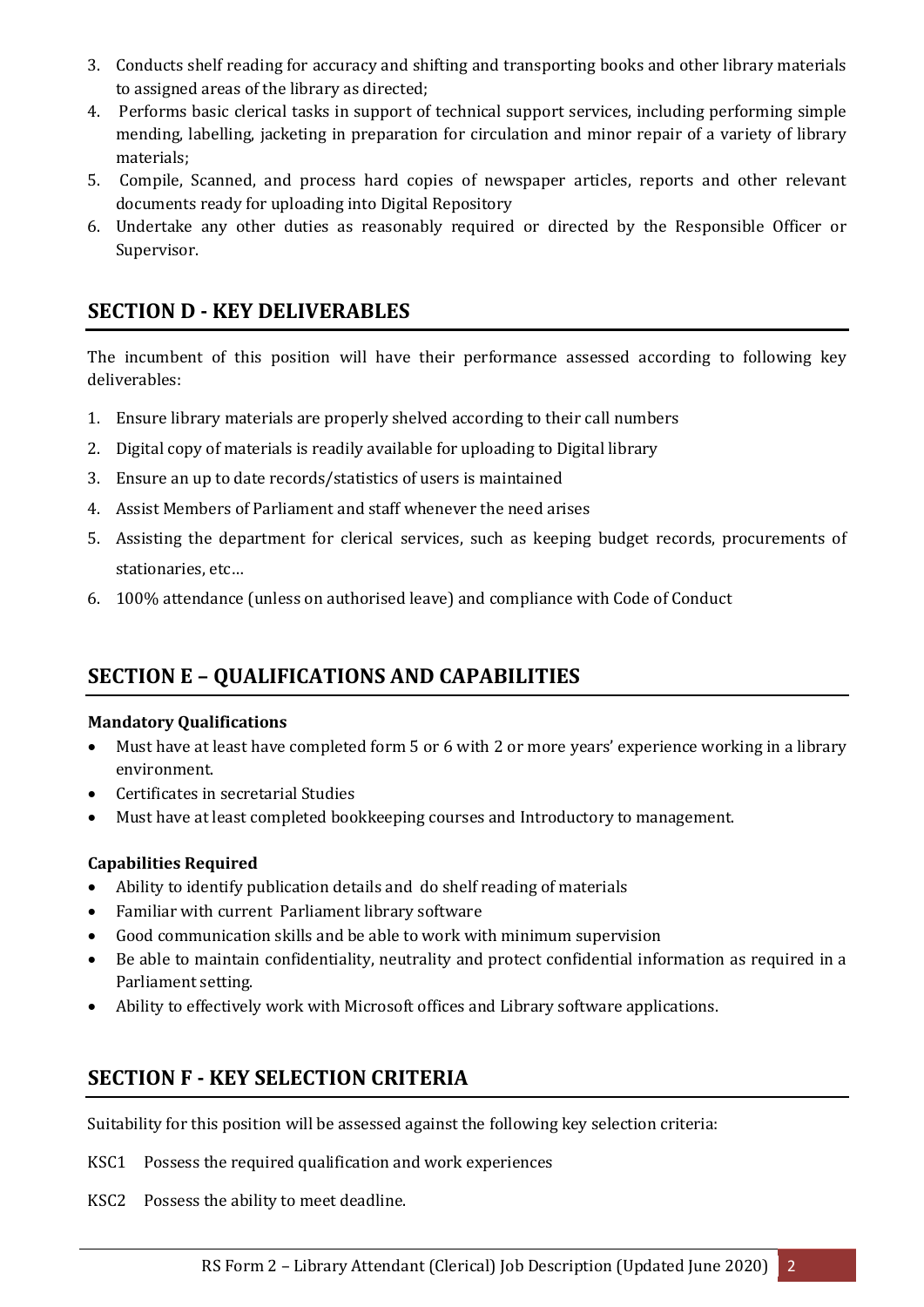3. Conducts shelf reading for accuracy and shifting and transporting books and other library materials to assigned areas of the library as directed;
4. Performs basic clerical tasks in support of technical support services, including performing simple mending, labelling, jacketing in preparation for circulation and minor repair of a variety of library materials;
5. Compile, Scanned, and process hard copies of newspaper articles, reports and other relevant documents ready for uploading into Digital Repository
6. Undertake any other duties as reasonably required or directed by the Responsible Officer or Supervisor.

## SECTION D - KEY DELIVERABLES

The incumbent of this position will have their performance assessed according to following key deliverables:

1. Ensure library materials are properly shelved according to their call numbers
2. Digital copy of materials is readily available for uploading to Digital library
3. Ensure an up to date records/statistics of users is maintained
4. Assist Members of Parliament and staff whenever the need arises
5. Assisting the department for clerical services, such as keeping budget records, procurements of stationaries, etc…
6. 100% attendance (unless on authorised leave) and compliance with Code of Conduct

## SECTION E – QUALIFICATIONS AND CAPABILITIES

**Mandatory Qualifications**

- Must have at least have completed form 5 or 6 with 2 or more years' experience working in a library environment.
- Certificates in secretarial Studies
- Must have at least completed bookkeeping courses and Introductory to management.

**Capabilities Required**

- Ability to identify publication details and do shelf reading of materials
- Familiar with current Parliament library software
- Good communication skills and be able to work with minimum supervision
- Be able to maintain confidentiality, neutrality and protect confidential information as required in a Parliament setting.
- Ability to effectively work with Microsoft offices and Library software applications.

## SECTION F - KEY SELECTION CRITERIA

Suitability for this position will be assessed against the following key selection criteria:

KSC1 Possess the required qualification and work experiences

KSC2 Possess the ability to meet deadline.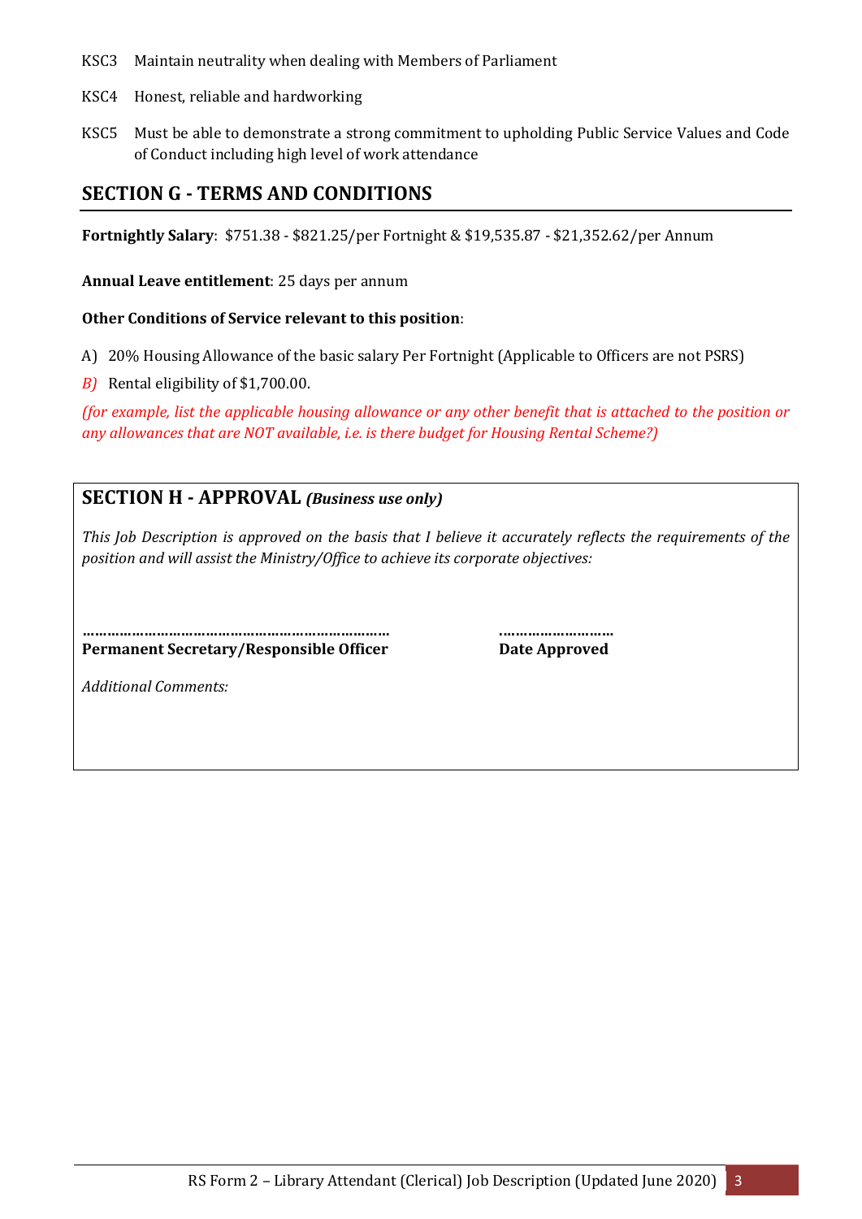KSC3 Maintain neutrality when dealing with Members of Parliament

KSC4 Honest, reliable and hardworking

KSC5 Must be able to demonstrate a strong commitment to upholding Public Service Values and Code of Conduct including high level of work attendance

## SECTION G - TERMS AND CONDITIONS

**Fortnightly Salary**: $751.38 - $821.25/per Fortnight & $19,535.87 - $21,352.62/per Annum

**Annual Leave entitlement**: 25 days per annum

**Other Conditions of Service relevant to this position**:

A) 20% Housing Allowance of the basic salary Per Fortnight (Applicable to Officers are not PSRS)

*B)* Rental eligibility of $1,700.00.

*(for example, list the applicable housing allowance or any other benefit that is attached to the position or any allowances that are NOT available, i.e. is there budget for Housing Rental Scheme?)*

## SECTION H - APPROVAL *(Business use only)*

*This Job Description is approved on the basis that I believe it accurately reflects the requirements of the position and will assist the Ministry/Office to achieve its corporate objectives:*

………………………………………………………………… ………………………

**Permanent Secretary/Responsible Officer** **Date Approved**

*Additional Comments:*